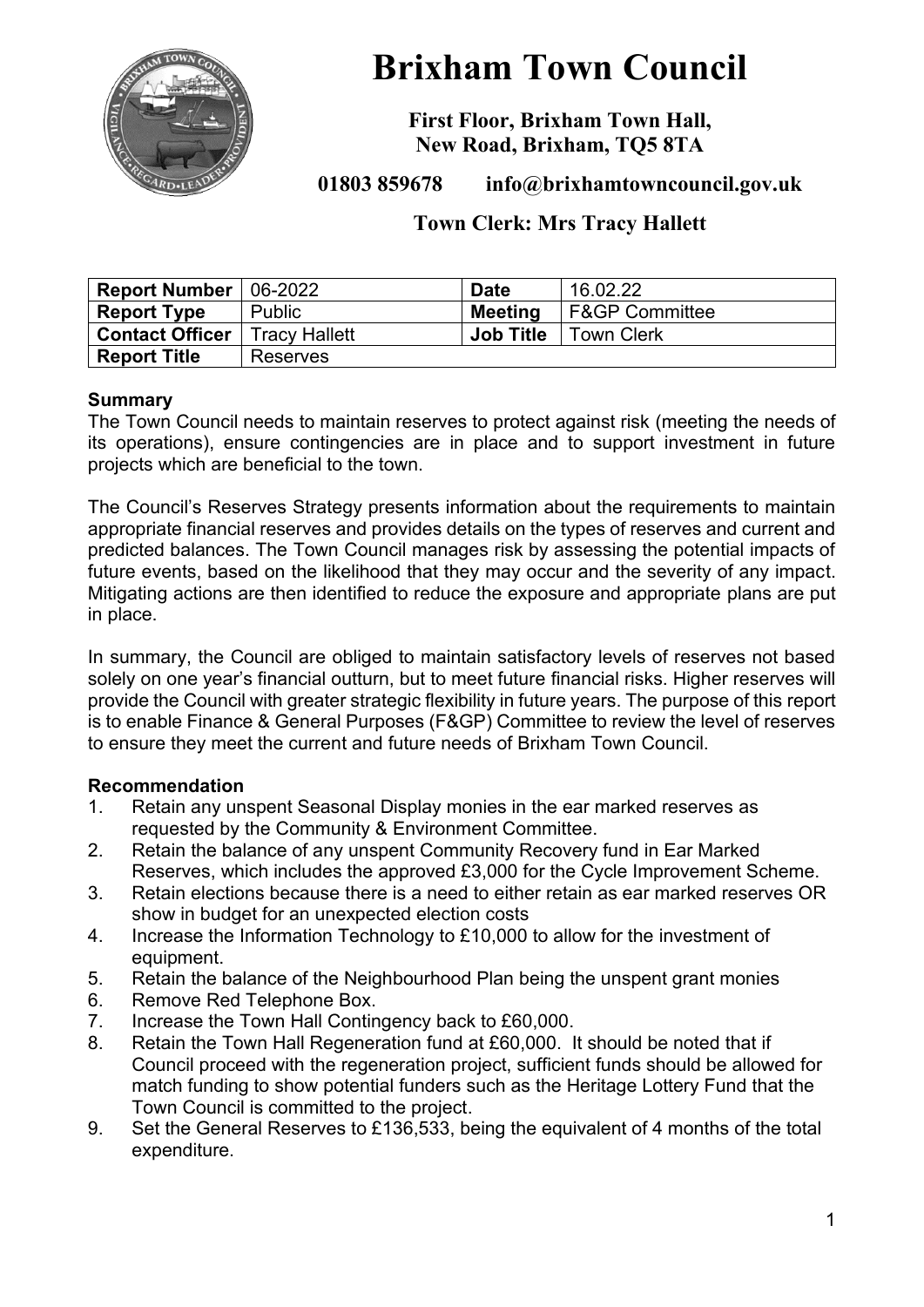# Brixham Town Council

**First Floor, Brixham Town Hall,**
**New Road, Brixham, TQ5 8TA**

**01803 859678 info@brixhamtowncouncil.gov.uk**

**Town Clerk: Mrs Tracy Hallett**

| **Report Number** | 06-2022 | **Date** | 16.02.22 |
|---|---|---|---|
| **Report Type** | Public | **Meeting** | F&GP Committee |
| **Contact Officer** | Tracy Hallett | **Job Title** | Town Clerk |
| **Report Title** | Reserves | | |

**Summary**

The Town Council needs to maintain reserves to protect against risk (meeting the needs of its operations), ensure contingencies are in place and to support investment in future projects which are beneficial to the town.

The Council's Reserves Strategy presents information about the requirements to maintain appropriate financial reserves and provides details on the types of reserves and current and predicted balances. The Town Council manages risk by assessing the potential impacts of future events, based on the likelihood that they may occur and the severity of any impact. Mitigating actions are then identified to reduce the exposure and appropriate plans are put in place.

In summary, the Council are obliged to maintain satisfactory levels of reserves not based solely on one year's financial outturn, but to meet future financial risks. Higher reserves will provide the Council with greater strategic flexibility in future years. The purpose of this report is to enable Finance & General Purposes (F&GP) Committee to review the level of reserves to ensure they meet the current and future needs of Brixham Town Council.

**Recommendation**

1. Retain any unspent Seasonal Display monies in the ear marked reserves as requested by the Community & Environment Committee.
2. Retain the balance of any unspent Community Recovery fund in Ear Marked Reserves, which includes the approved £3,000 for the Cycle Improvement Scheme.
3. Retain elections because there is a need to either retain as ear marked reserves OR show in budget for an unexpected election costs
4. Increase the Information Technology to £10,000 to allow for the investment of equipment.
5. Retain the balance of the Neighbourhood Plan being the unspent grant monies
6. Remove Red Telephone Box.
7. Increase the Town Hall Contingency back to £60,000.
8. Retain the Town Hall Regeneration fund at £60,000. It should be noted that if Council proceed with the regeneration project, sufficient funds should be allowed for match funding to show potential funders such as the Heritage Lottery Fund that the Town Council is committed to the project.
9. Set the General Reserves to £136,533, being the equivalent of 4 months of the total expenditure.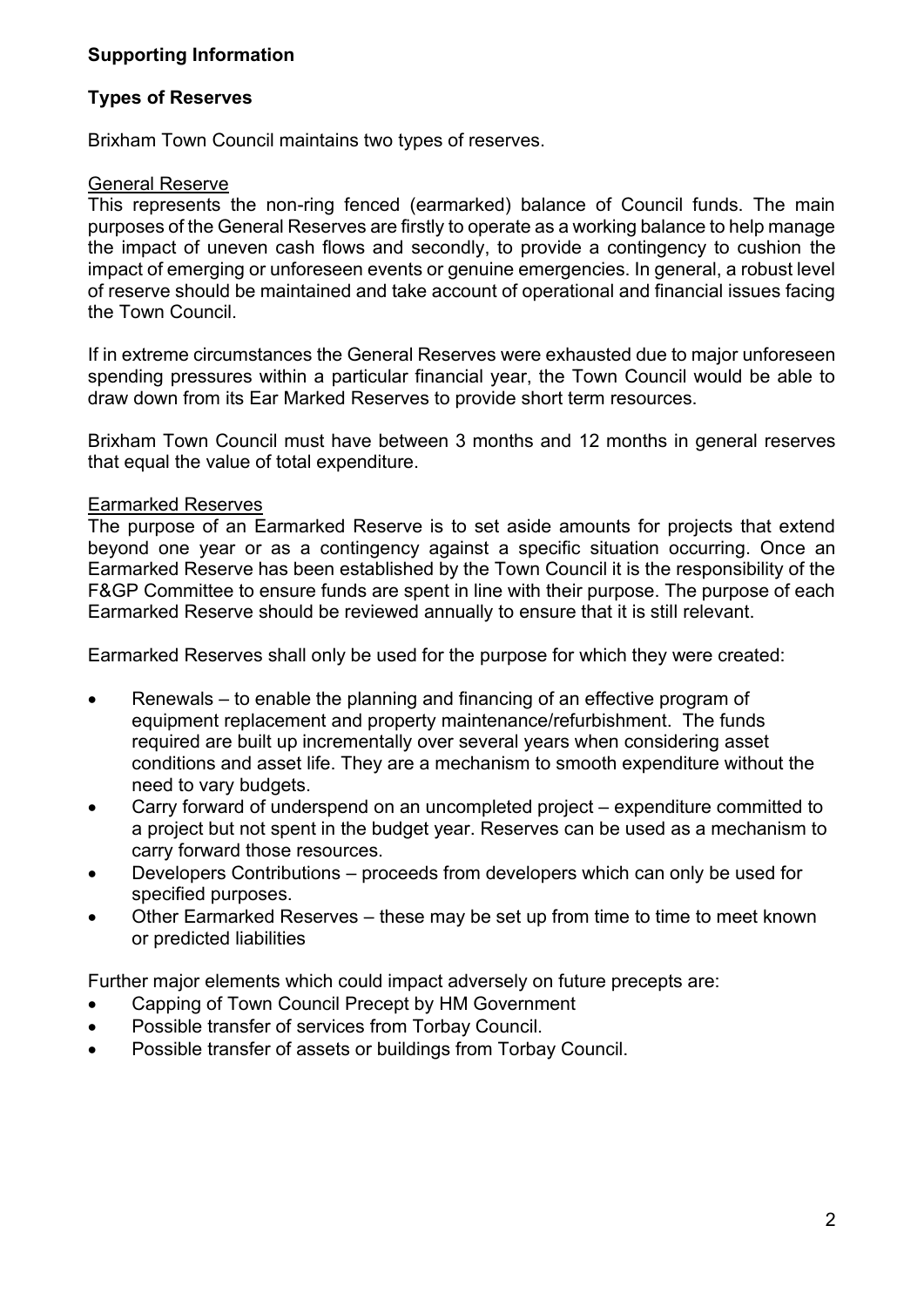**Supporting Information**

**Types of Reserves**

Brixham Town Council maintains two types of reserves.

General Reserve

This represents the non-ring fenced (earmarked) balance of Council funds. The main purposes of the General Reserves are firstly to operate as a working balance to help manage the impact of uneven cash flows and secondly, to provide a contingency to cushion the impact of emerging or unforeseen events or genuine emergencies. In general, a robust level of reserve should be maintained and take account of operational and financial issues facing the Town Council.

If in extreme circumstances the General Reserves were exhausted due to major unforeseen spending pressures within a particular financial year, the Town Council would be able to draw down from its Ear Marked Reserves to provide short term resources.

Brixham Town Council must have between 3 months and 12 months in general reserves that equal the value of total expenditure.

Earmarked Reserves

The purpose of an Earmarked Reserve is to set aside amounts for projects that extend beyond one year or as a contingency against a specific situation occurring. Once an Earmarked Reserve has been established by the Town Council it is the responsibility of the F&GP Committee to ensure funds are spent in line with their purpose. The purpose of each Earmarked Reserve should be reviewed annually to ensure that it is still relevant.

Earmarked Reserves shall only be used for the purpose for which they were created:

- Renewals – to enable the planning and financing of an effective program of equipment replacement and property maintenance/refurbishment. The funds required are built up incrementally over several years when considering asset conditions and asset life. They are a mechanism to smooth expenditure without the need to vary budgets.
- Carry forward of underspend on an uncompleted project – expenditure committed to a project but not spent in the budget year. Reserves can be used as a mechanism to carry forward those resources.
- Developers Contributions – proceeds from developers which can only be used for specified purposes.
- Other Earmarked Reserves – these may be set up from time to time to meet known or predicted liabilities

Further major elements which could impact adversely on future precepts are:

- Capping of Town Council Precept by HM Government
- Possible transfer of services from Torbay Council.
- Possible transfer of assets or buildings from Torbay Council.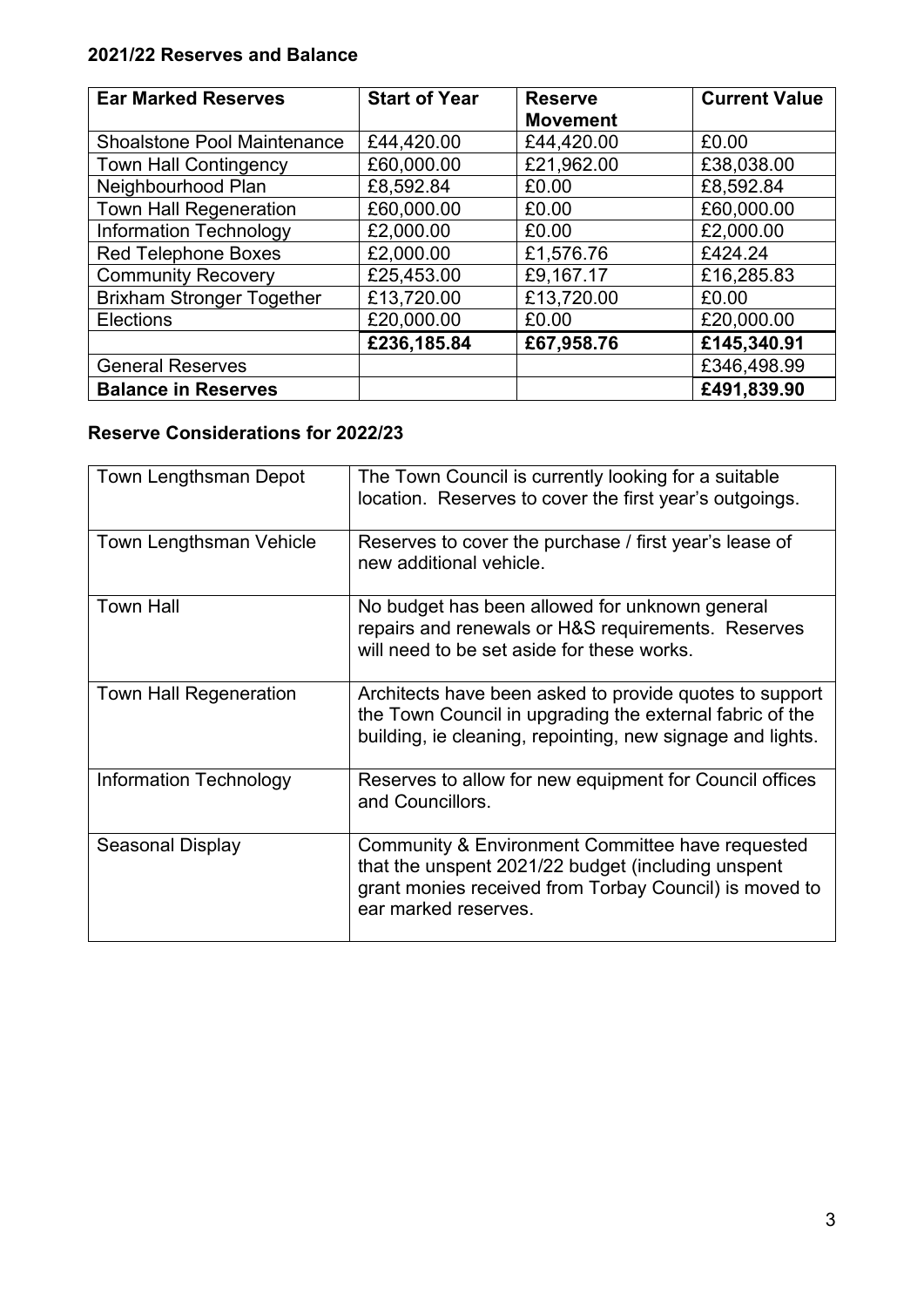## 2021/22 Reserves and Balance

| Ear Marked Reserves | Start of Year | Reserve Movement | Current Value |
|---|---|---|---|
| Shoalstone Pool Maintenance | £44,420.00 | £44,420.00 | £0.00 |
| Town Hall Contingency | £60,000.00 | £21,962.00 | £38,038.00 |
| Neighbourhood Plan | £8,592.84 | £0.00 | £8,592.84 |
| Town Hall Regeneration | £60,000.00 | £0.00 | £60,000.00 |
| Information Technology | £2,000.00 | £0.00 | £2,000.00 |
| Red Telephone Boxes | £2,000.00 | £1,576.76 | £424.24 |
| Community Recovery | £25,453.00 | £9,167.17 | £16,285.83 |
| Brixham Stronger Together | £13,720.00 | £13,720.00 | £0.00 |
| Elections | £20,000.00 | £0.00 | £20,000.00 |
| | **£236,185.84** | **£67,958.76** | **£145,340.91** |
| General Reserves | | | £346,498.99 |
| **Balance in Reserves** | | | **£491,839.90** |

## Reserve Considerations for 2022/23

| | |
|---|---|
| Town Lengthsman Depot | The Town Council is currently looking for a suitable location. Reserves to cover the first year's outgoings. |
| Town Lengthsman Vehicle | Reserves to cover the purchase / first year's lease of new additional vehicle. |
| Town Hall | No budget has been allowed for unknown general repairs and renewals or H&S requirements. Reserves will need to be set aside for these works. |
| Town Hall Regeneration | Architects have been asked to provide quotes to support the Town Council in upgrading the external fabric of the building, ie cleaning, repointing, new signage and lights. |
| Information Technology | Reserves to allow for new equipment for Council offices and Councillors. |
| Seasonal Display | Community & Environment Committee have requested that the unspent 2021/22 budget (including unspent grant monies received from Torbay Council) is moved to ear marked reserves. |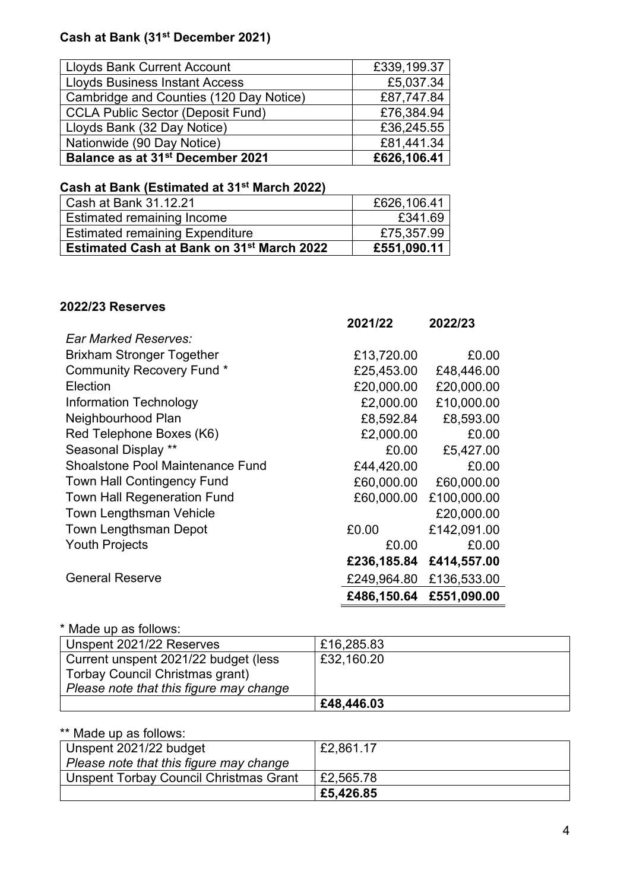### Cash at Bank (31st December 2021)

| | |
|---|---|
| Lloyds Bank Current Account | £339,199.37 |
| Lloyds Business Instant Access | £5,037.34 |
| Cambridge and Counties (120 Day Notice) | £87,747.84 |
| CCLA Public Sector (Deposit Fund) | £76,384.94 |
| Lloyds Bank (32 Day Notice) | £36,245.55 |
| Nationwide (90 Day Notice) | £81,441.34 |
| **Balance as at 31st December 2021** | **£626,106.41** |

### Cash at Bank (Estimated at 31st March 2022)

| | |
|---|---|
| Cash at Bank 31.12.21 | £626,106.41 |
| Estimated remaining Income | £341.69 |
| Estimated remaining Expenditure | £75,357.99 |
| **Estimated Cash at Bank on 31st March 2022** | **£551,090.11** |

### 2022/23 Reserves

| | 2021/22 | 2022/23 |
|---|---|---|
| *Ear Marked Reserves:* | | |
| Brixham Stronger Together | £13,720.00 | £0.00 |
| Community Recovery Fund * | £25,453.00 | £48,446.00 |
| Election | £20,000.00 | £20,000.00 |
| Information Technology | £2,000.00 | £10,000.00 |
| Neighbourhood Plan | £8,592.84 | £8,593.00 |
| Red Telephone Boxes (K6) | £2,000.00 | £0.00 |
| Seasonal Display ** | £0.00 | £5,427.00 |
| Shoalstone Pool Maintenance Fund | £44,420.00 | £0.00 |
| Town Hall Contingency Fund | £60,000.00 | £60,000.00 |
| Town Hall Regeneration Fund | £60,000.00 | £100,000.00 |
| Town Lengthsman Vehicle | | £20,000.00 |
| Town Lengthsman Depot | £0.00 | £142,091.00 |
| Youth Projects | £0.00 | £0.00 |
| | **£236,185.84** | **£414,557.00** |
| General Reserve | £249,964.80 | £136,533.00 |
| | **£486,150.64** | **£551,090.00** |

\* Made up as follows:

| | |
|---|---|
| Unspent 2021/22 Reserves | £16,285.83 |
| Current unspent 2021/22 budget (less Torbay Council Christmas grant) *Please note that this figure may change* | £32,160.20 |
| | **£48,446.03** |

** Made up as follows:

| | |
|---|---|
| Unspent 2021/22 budget *Please note that this figure may change* | £2,861.17 |
| Unspent Torbay Council Christmas Grant | £2,565.78 |
| | **£5,426.85** |